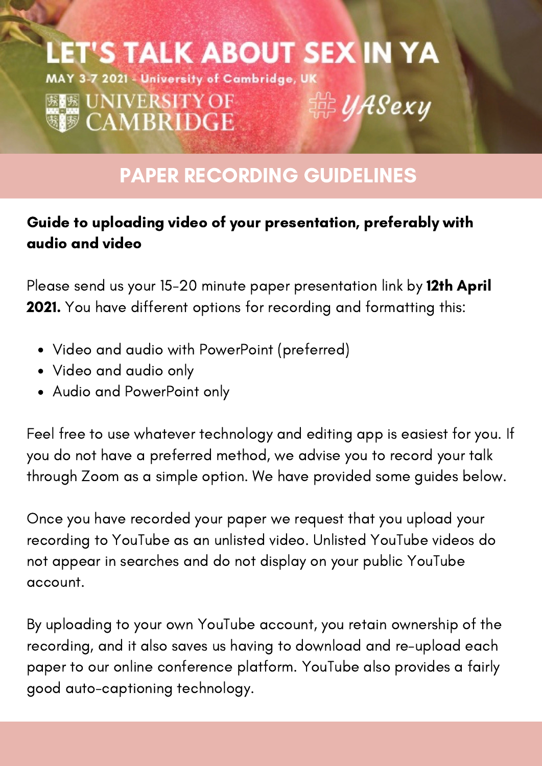# LET'S TALK ABOUT SEX IN YA

MAY 3-7 2021 - University of Cambridge, UK

UNIVERSITY OF CAMBRIDGE

#YASexy

## PAPER RECORDING GUIDELINES

**Guide to uploading video of your presentation, preferably with audio and video**

Please send us your 15-20 minute paper presentation link by **12th April 2021.** You have different options for recording and formatting this:

- Video and audio with PowerPoint (preferred)
- Video and audio only
- Audio and PowerPoint only

Feel free to use whatever technology and editing app is easiest for you. If you do not have a preferred method, we advise you to record your talk through Zoom as a simple option. We have provided some guides below.

Once you have recorded your paper we request that you upload your recording to YouTube as an unlisted video. Unlisted YouTube videos do not appear in searches and do not display on your public YouTube account.

By uploading to your own YouTube account, you retain ownership of the recording, and it also saves us having to download and re-upload each paper to our online conference platform. YouTube also provides a fairly good auto-captioning technology.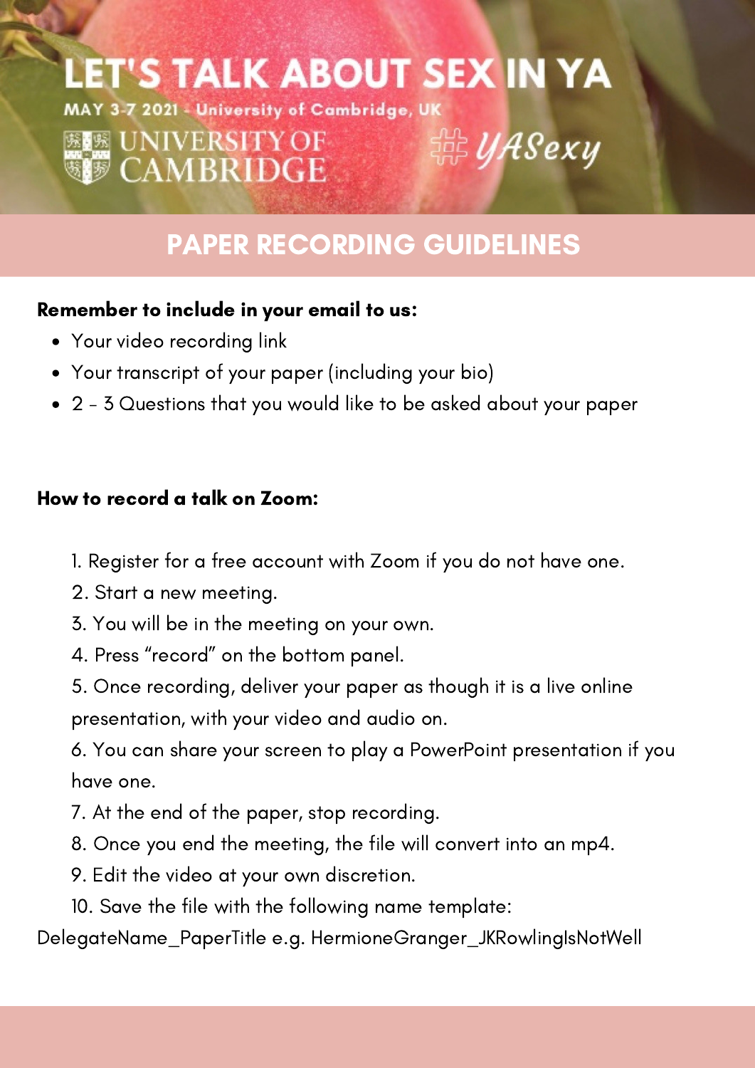# LET'S TALK ABOUT SEX IN YA

MAY 3-7 2021 - University of Cambridge, UK

UNIVERSITY OF CAMBRIDGE

#YASexy

## PAPER RECORDING GUIDELINES

**Remember to include in your email to us:**

- Your video recording link
- Your transcript of your paper (including your bio)
- 2 - 3 Questions that you would like to be asked about your paper

**How to record a talk on Zoom:**

1. Register for a free account with Zoom if you do not have one.
2. Start a new meeting.
3. You will be in the meeting on your own.
4. Press "record" on the bottom panel.
5. Once recording, deliver your paper as though it is a live online presentation, with your video and audio on.
6. You can share your screen to play a PowerPoint presentation if you have one.
7. At the end of the paper, stop recording.
8. Once you end the meeting, the file will convert into an mp4.
9. Edit the video at your own discretion.
10. Save the file with the following name template:

DelegateName_PaperTitle e.g. HermioneGranger_JKRowlingIsNotWell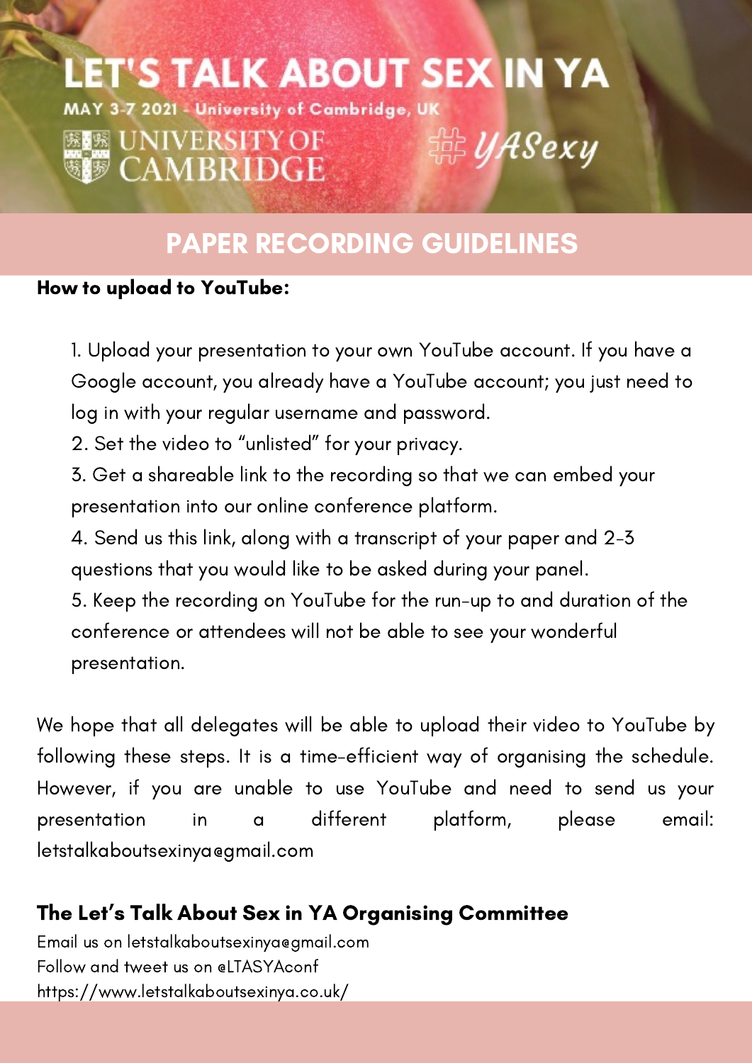# LET'S TALK ABOUT SEX IN YA

MAY 3-7 2021 - University of Cambridge, UK

UNIVERSITY OF CAMBRIDGE

#YASexy

## PAPER RECORDING GUIDELINES

**How to upload to YouTube:**

1. Upload your presentation to your own YouTube account. If you have a Google account, you already have a YouTube account; you just need to log in with your regular username and password.
2. Set the video to "unlisted" for your privacy.
3. Get a shareable link to the recording so that we can embed your presentation into our online conference platform.
4. Send us this link, along with a transcript of your paper and 2-3 questions that you would like to be asked during your panel.
5. Keep the recording on YouTube for the run-up to and duration of the conference or attendees will not be able to see your wonderful presentation.

We hope that all delegates will be able to upload their video to YouTube by following these steps. It is a time-efficient way of organising the schedule. However, if you are unable to use YouTube and need to send us your presentation in a different platform, please email: letstalkaboutsexinya@gmail.com

**The Let's Talk About Sex in YA Organising Committee**

Email us on letstalkaboutsexinya@gmail.com
Follow and tweet us on @LTASYAconf
https://www.letstalkaboutsexinya.co.uk/